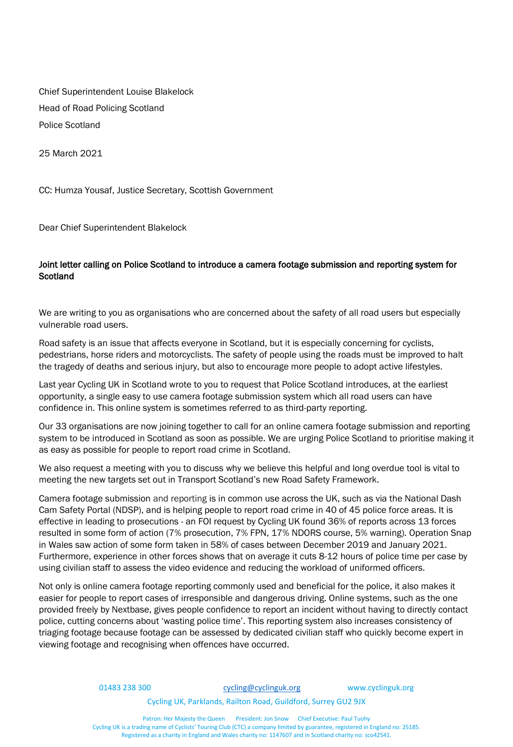Chief Superintendent Louise Blakelock

Head of Road Policing Scotland

Police Scotland

25 March 2021

CC: Humza Yousaf, Justice Secretary, Scottish Government

Dear Chief Superintendent Blakelock

Joint letter calling on Police Scotland to introduce a camera footage submission and reporting system for Scotland

We are writing to you as organisations who are concerned about the safety of all road users but especially vulnerable road users.

Road safety is an issue that affects everyone in Scotland, but it is especially concerning for cyclists, pedestrians, horse riders and motorcyclists. The safety of people using the roads must be improved to halt the tragedy of deaths and serious injury, but also to encourage more people to adopt active lifestyles.

Last year Cycling UK in Scotland wrote to you to request that Police Scotland introduces, at the earliest opportunity, a single easy to use camera footage submission system which all road users can have confidence in. This online system is sometimes referred to as third-party reporting.

Our 33 organisations are now joining together to call for an online camera footage submission and reporting system to be introduced in Scotland as soon as possible. We are urging Police Scotland to prioritise making it as easy as possible for people to report road crime in Scotland.

We also request a meeting with you to discuss why we believe this helpful and long overdue tool is vital to meeting the new targets set out in Transport Scotland's new Road Safety Framework.

Camera footage submission and reporting is in common use across the UK, such as via the National Dash Cam Safety Portal (NDSP), and is helping people to report road crime in 40 of 45 police force areas. It is effective in leading to prosecutions - an FOI request by Cycling UK found 36% of reports across 13 forces resulted in some form of action (7% prosecution, 7% FPN, 17% NDORS course, 5% warning). Operation Snap in Wales saw action of some form taken in 58% of cases between December 2019 and January 2021. Furthermore, experience in other forces shows that on average it cuts 8-12 hours of police time per case by using civilian staff to assess the video evidence and reducing the workload of uniformed officers.

Not only is online camera footage reporting commonly used and beneficial for the police, it also makes it easier for people to report cases of irresponsible and dangerous driving. Online systems, such as the one provided freely by Nextbase, gives people confidence to report an incident without having to directly contact police, cutting concerns about 'wasting police time'. This reporting system also increases consistency of triaging footage because footage can be assessed by dedicated civilian staff who quickly become expert in viewing footage and recognising when offences have occurred.

01483 238 300 cycling@cyclinguk.org www.cyclinguk.org

Cycling UK, Parklands, Railton Road, Guildford, Surrey GU2 9JX

Patron: Her Majesty the Queen President: Jon Snow Chief Executive: Paul Tuohy

Cycling UK is a trading name of Cyclists' Touring Club (CTC) a company limited by guarantee, registered in England no: 25185. Registered as a charity in England and Wales charity no: 1147607 and in Scotland charity no: sco42541.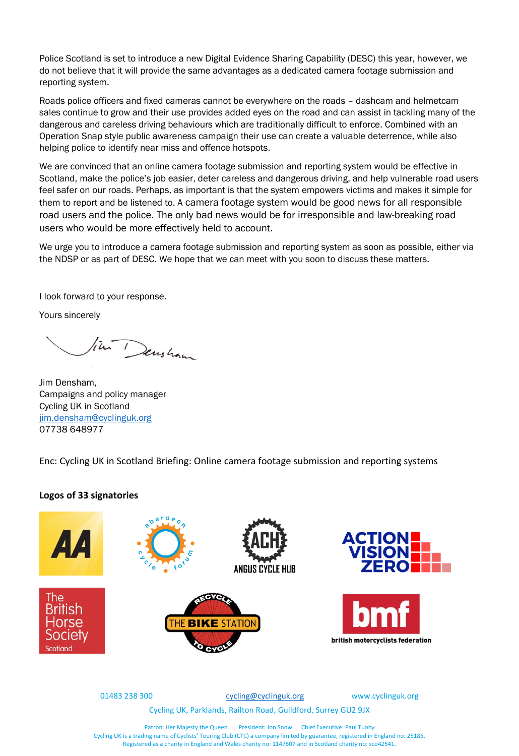Police Scotland is set to introduce a new Digital Evidence Sharing Capability (DESC) this year, however, we do not believe that it will provide the same advantages as a dedicated camera footage submission and reporting system.

Roads police officers and fixed cameras cannot be everywhere on the roads – dashcam and helmetcam sales continue to grow and their use provides added eyes on the road and can assist in tackling many of the dangerous and careless driving behaviours which are traditionally difficult to enforce. Combined with an Operation Snap style public awareness campaign their use can create a valuable deterrence, while also helping police to identify near miss and offence hotspots.

We are convinced that an online camera footage submission and reporting system would be effective in Scotland, make the police's job easier, deter careless and dangerous driving, and help vulnerable road users feel safer on our roads. Perhaps, as important is that the system empowers victims and makes it simple for them to report and be listened to. A camera footage system would be good news for all responsible road users and the police. The only bad news would be for irresponsible and law-breaking road users who would be more effectively held to account.

We urge you to introduce a camera footage submission and reporting system as soon as possible, either via the NDSP or as part of DESC. We hope that we can meet with you soon to discuss these matters.

I look forward to your response.

Yours sincerely

Jim Densham,
Campaigns and policy manager
Cycling UK in Scotland
jim.densham@cyclinguk.org
07738 648977

Enc: Cycling UK in Scotland Briefing: Online camera footage submission and reporting systems

**Logos of 33 signatories**

AA

aberdeen cycle forum

ACH ANGUS CYCLE HUB

ACTION VISION ZERO

The British Horse Society Scotland

RECYCLE THE BIKE STATION TO CYCLE

bmf british motorcyclists federation

01483 238 300 cycling@cyclinguk.org www.cyclinguk.org

Cycling UK, Parklands, Railton Road, Guildford, Surrey GU2 9JX

Patron: Her Majesty the Queen President: Jon Snow Chief Executive: Paul Tuohy
Cycling UK is a trading name of Cyclists' Touring Club (CTC) a company limited by guarantee, registered in England no: 25185.
Registered as a charity in England and Wales charity no: 1147607 and in Scotland charity no: sco42541.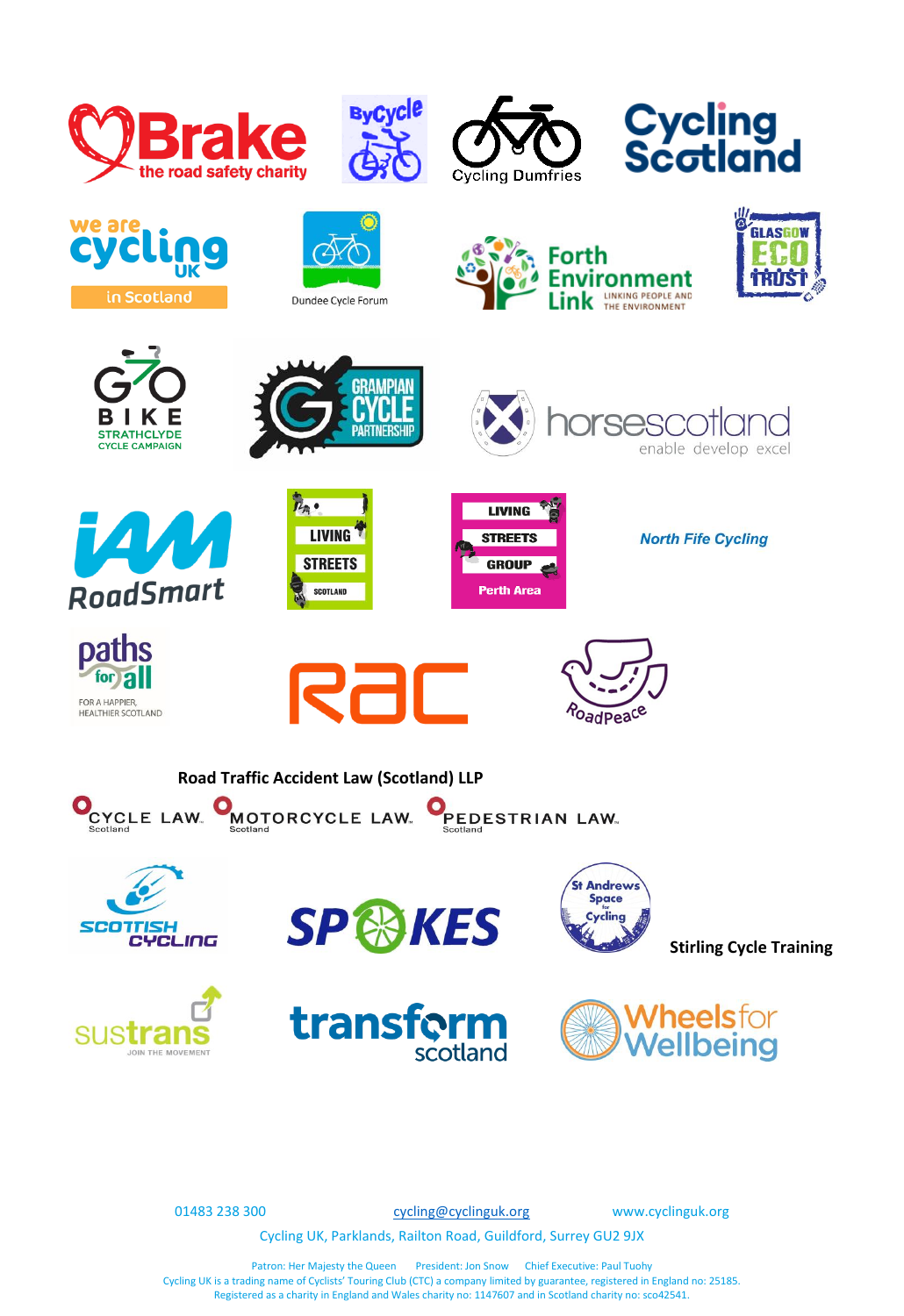Brake the road safety charity

ByCycle

Cycling Dumfries

Cycling Scotland

we are cycling UK in Scotland

Dundee Cycle Forum

Forth Environment Link LINKING PEOPLE AND THE ENVIRONMENT

GLASGOW ECO TRUST

GO BIKE STRATHCLYDE CYCLE CAMPAIGN

GRAMPIAN CYCLE PARTNERSHIP

horsescotland enable develop excel

IAM RoadSmart

LIVING STREETS SCOTLAND

LIVING STREETS GROUP Perth Area

*North Fife Cycling*

paths for all FOR A HAPPIER, HEALTHIER SCOTLAND

RAC

RoadPeace

**Road Traffic Accident Law (Scotland) LLP**

CYCLE LAW Scotland MOTORCYCLE LAW Scotland PEDESTRIAN LAW Scotland

SCOTTISH CYCLING

SPOKES

St Andrews Space for Cycling

**Stirling Cycle Training**

sustrans JOIN THE MOVEMENT

transform scotland

Wheels for Wellbeing

01483 238 300 cycling@cyclinguk.org www.cyclinguk.org

Cycling UK, Parklands, Railton Road, Guildford, Surrey GU2 9JX

Patron: Her Majesty the Queen President: Jon Snow Chief Executive: Paul Tuohy

Cycling UK is a trading name of Cyclists' Touring Club (CTC) a company limited by guarantee, registered in England no: 25185.
Registered as a charity in England and Wales charity no: 1147607 and in Scotland charity no: sco42541.